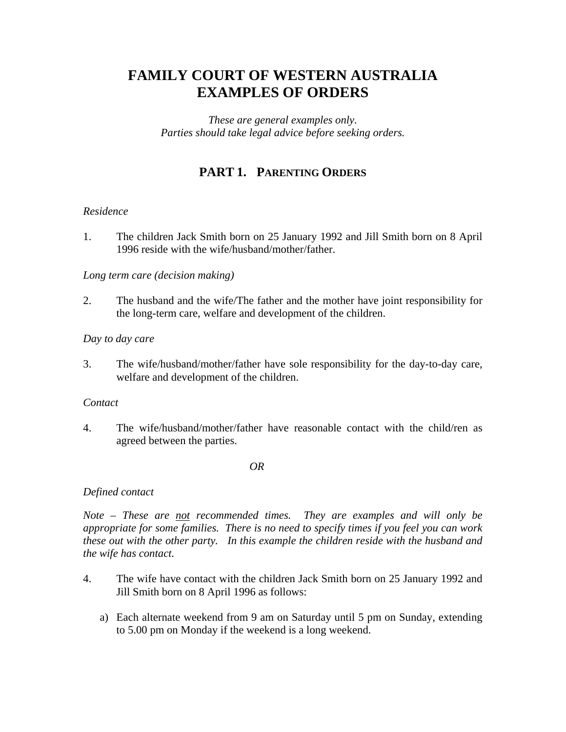# FAMILY COURT OF WESTERN AUSTRALIA
# EXAMPLES OF ORDERS

*These are general examples only.*
*Parties should take legal advice before seeking orders.*

## PART 1. PARENTING ORDERS

*Residence*

1. The children Jack Smith born on 25 January 1992 and Jill Smith born on 8 April 1996 reside with the wife/husband/mother/father.

*Long term care (decision making)*

2. The husband and the wife/The father and the mother have joint responsibility for the long-term care, welfare and development of the children.

*Day to day care*

3. The wife/husband/mother/father have sole responsibility for the day-to-day care, welfare and development of the children.

*Contact*

4. The wife/husband/mother/father have reasonable contact with the child/ren as agreed between the parties.

*OR*

*Defined contact*

*Note – These are* <u>*not*</u> *recommended times. They are examples and will only be appropriate for some families. There is no need to specify times if you feel you can work these out with the other party. In this example the children reside with the husband and the wife has contact.*

4. The wife have contact with the children Jack Smith born on 25 January 1992 and Jill Smith born on 8 April 1996 as follows:

   a) Each alternate weekend from 9 am on Saturday until 5 pm on Sunday, extending to 5.00 pm on Monday if the weekend is a long weekend.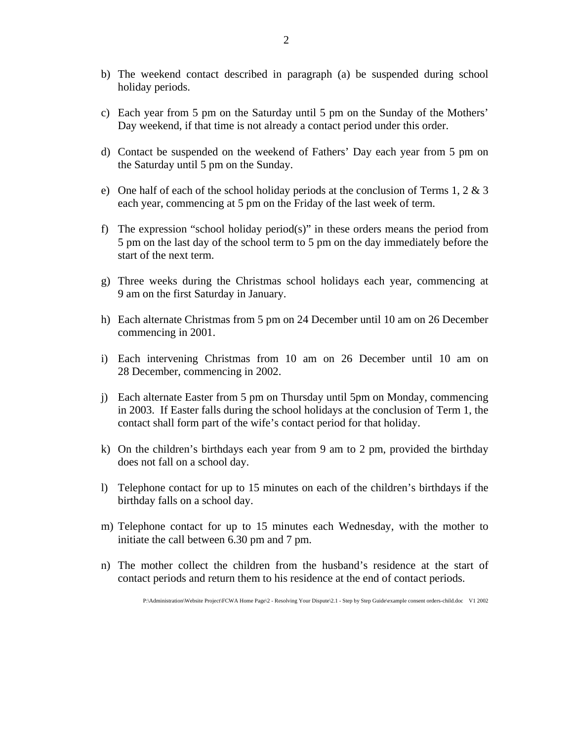b) The weekend contact described in paragraph (a) be suspended during school holiday periods.

c) Each year from 5 pm on the Saturday until 5 pm on the Sunday of the Mothers' Day weekend, if that time is not already a contact period under this order.

d) Contact be suspended on the weekend of Fathers' Day each year from 5 pm on the Saturday until 5 pm on the Sunday.

e) One half of each of the school holiday periods at the conclusion of Terms 1, 2 & 3 each year, commencing at 5 pm on the Friday of the last week of term.

f) The expression "school holiday period(s)" in these orders means the period from 5 pm on the last day of the school term to 5 pm on the day immediately before the start of the next term.

g) Three weeks during the Christmas school holidays each year, commencing at 9 am on the first Saturday in January.

h) Each alternate Christmas from 5 pm on 24 December until 10 am on 26 December commencing in 2001.

i) Each intervening Christmas from 10 am on 26 December until 10 am on 28 December, commencing in 2002.

j) Each alternate Easter from 5 pm on Thursday until 5pm on Monday, commencing in 2003. If Easter falls during the school holidays at the conclusion of Term 1, the contact shall form part of the wife's contact period for that holiday.

k) On the children's birthdays each year from 9 am to 2 pm, provided the birthday does not fall on a school day.

l) Telephone contact for up to 15 minutes on each of the children's birthdays if the birthday falls on a school day.

m) Telephone contact for up to 15 minutes each Wednesday, with the mother to initiate the call between 6.30 pm and 7 pm.

n) The mother collect the children from the husband's residence at the start of contact periods and return them to his residence at the end of contact periods.

P:\Administration\Website Project\FCWA Home Page\2 - Resolving Your Dispute\2.1 - Step by Step Guide\example consent orders-child.doc V1 2002